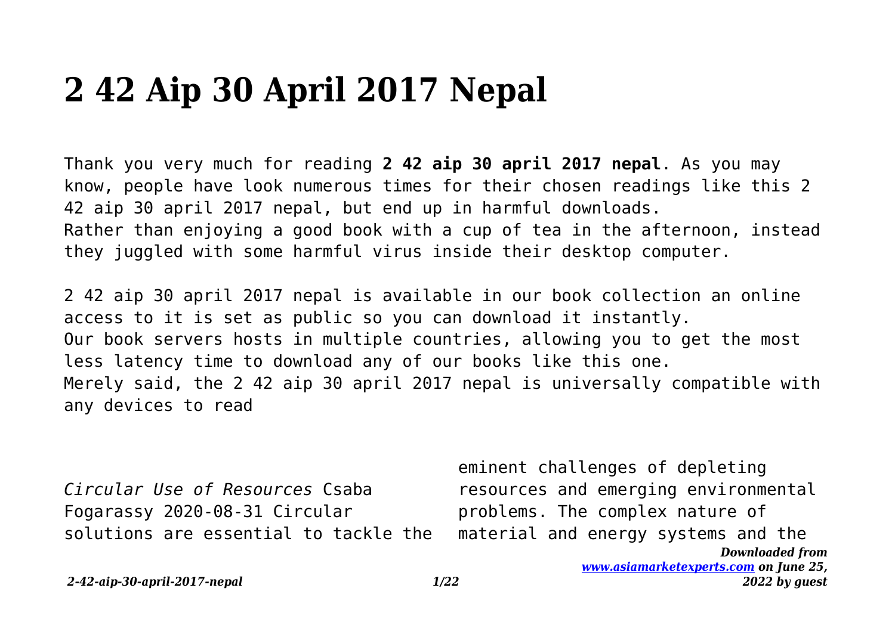# 2 42 Aip 30 April 2017 Nepal

Thank you very much for reading **2 42 aip 30 april 2017 nepal**. As you may know, people have look numerous times for their chosen readings like this 2 42 aip 30 april 2017 nepal, but end up in harmful downloads. Rather than enjoying a good book with a cup of tea in the afternoon, instead they juggled with some harmful virus inside their desktop computer.

2 42 aip 30 april 2017 nepal is available in our book collection an online access to it is set as public so you can download it instantly. Our book servers hosts in multiple countries, allowing you to get the most less latency time to download any of our books like this one. Merely said, the 2 42 aip 30 april 2017 nepal is universally compatible with any devices to read

*Circular Use of Resources* Csaba Fogarassy 2020-08-31 Circular solutions are essential to tackle the eminent challenges of depleting resources and emerging environmental problems. The complex nature of material and energy systems and the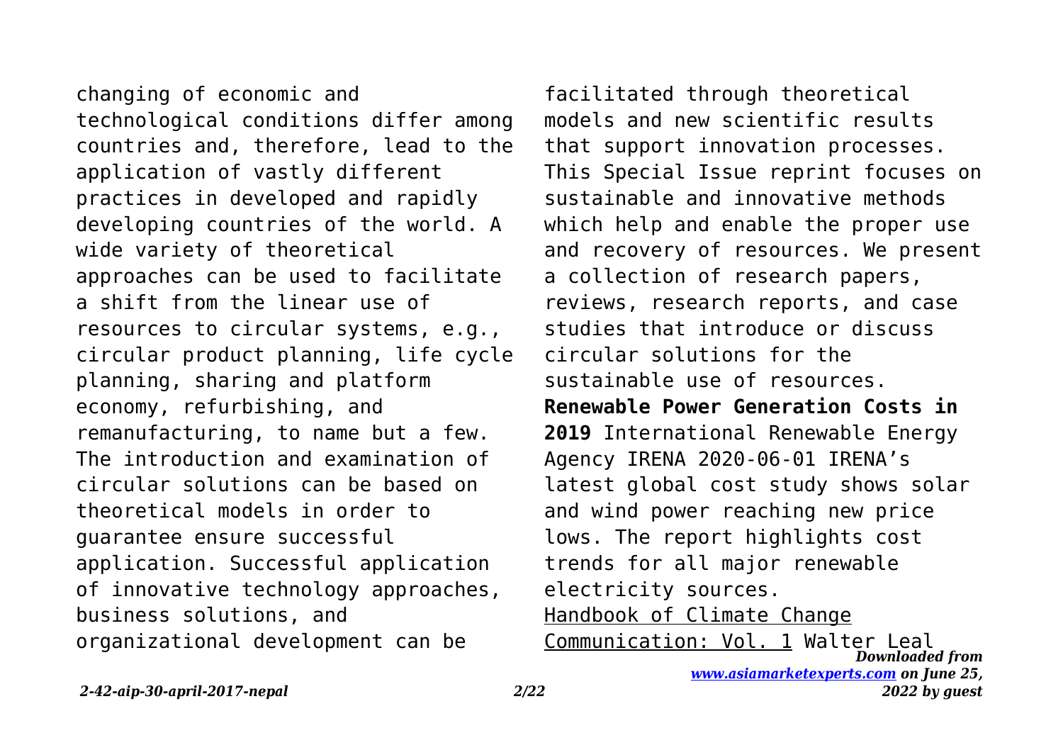changing of economic and technological conditions differ among countries and, therefore, lead to the application of vastly different practices in developed and rapidly developing countries of the world. A wide variety of theoretical approaches can be used to facilitate a shift from the linear use of resources to circular systems, e.g., circular product planning, life cycle planning, sharing and platform economy, refurbishing, and remanufacturing, to name but a few. The introduction and examination of circular solutions can be based on theoretical models in order to guarantee ensure successful application. Successful application of innovative technology approaches, business solutions, and organizational development can be facilitated through theoretical models and new scientific results that support innovation processes. This Special Issue reprint focuses on sustainable and innovative methods which help and enable the proper use and recovery of resources. We present a collection of research papers, reviews, research reports, and case studies that introduce or discuss circular solutions for the sustainable use of resources.

**Renewable Power Generation Costs in 2019** International Renewable Energy Agency IRENA 2020-06-01 IRENA's latest global cost study shows solar and wind power reaching new price lows. The report highlights cost trends for all major renewable electricity sources.

Handbook of Climate Change Communication: Vol. 1 Walter Leal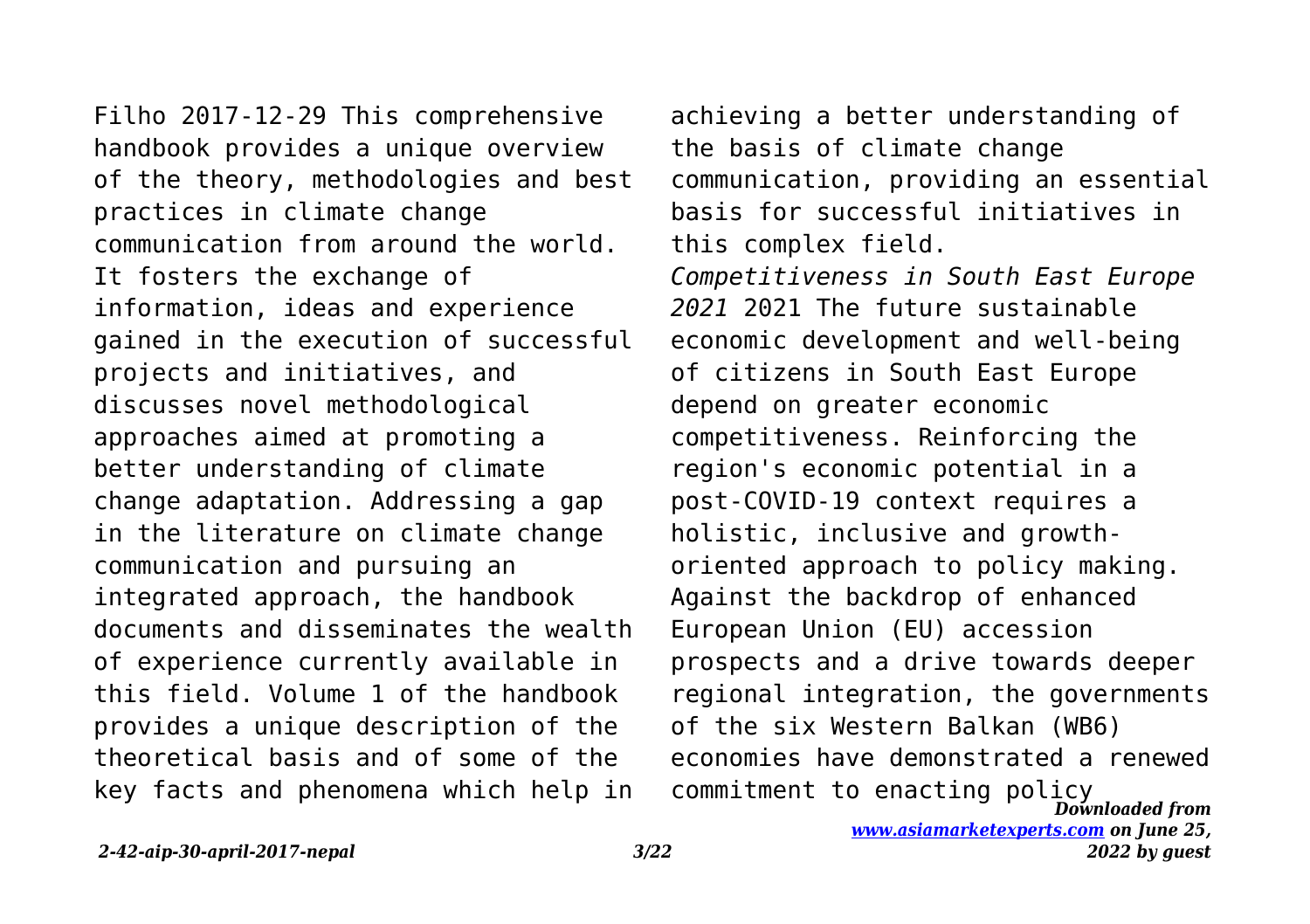Filho 2017-12-29 This comprehensive handbook provides a unique overview of the theory, methodologies and best practices in climate change communication from around the world. It fosters the exchange of information, ideas and experience gained in the execution of successful projects and initiatives, and discusses novel methodological approaches aimed at promoting a better understanding of climate change adaptation. Addressing a gap in the literature on climate change communication and pursuing an integrated approach, the handbook documents and disseminates the wealth of experience currently available in this field. Volume 1 of the handbook provides a unique description of the theoretical basis and of some of the key facts and phenomena which help in achieving a better understanding of the basis of climate change communication, providing an essential basis for successful initiatives in this complex field.

*Competitiveness in South East Europe 2021* 2021 The future sustainable economic development and well-being of citizens in South East Europe depend on greater economic competitiveness. Reinforcing the region's economic potential in a post-COVID-19 context requires a holistic, inclusive and growth-oriented approach to policy making. Against the backdrop of enhanced European Union (EU) accession prospects and a drive towards deeper regional integration, the governments of the six Western Balkan (WB6) economies have demonstrated a renewed commitment to enacting policy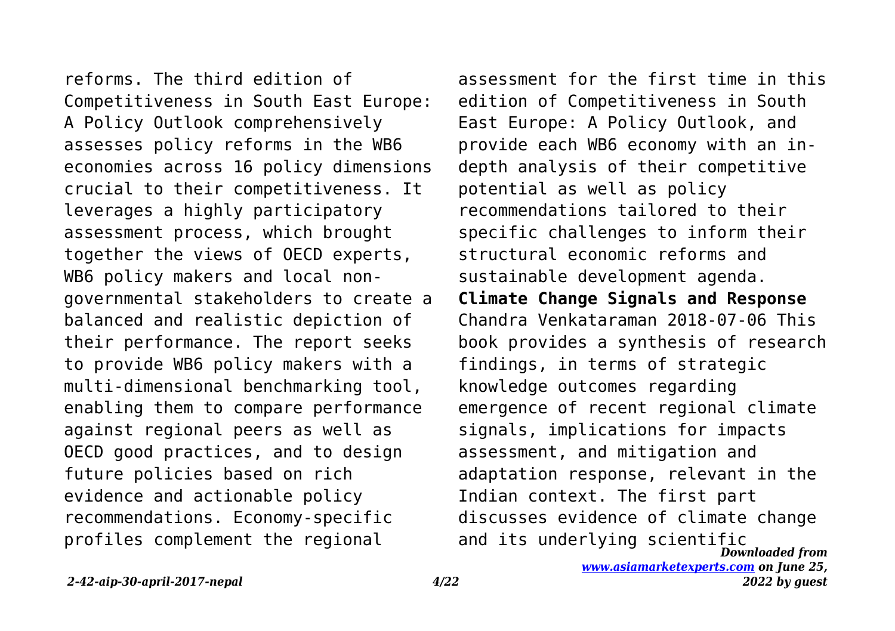reforms. The third edition of Competitiveness in South East Europe: A Policy Outlook comprehensively assesses policy reforms in the WB6 economies across 16 policy dimensions crucial to their competitiveness. It leverages a highly participatory assessment process, which brought together the views of OECD experts, WB6 policy makers and local non-governmental stakeholders to create a balanced and realistic depiction of their performance. The report seeks to provide WB6 policy makers with a multi-dimensional benchmarking tool, enabling them to compare performance against regional peers as well as OECD good practices, and to design future policies based on rich evidence and actionable policy recommendations. Economy-specific profiles complement the regional assessment for the first time in this edition of Competitiveness in South East Europe: A Policy Outlook, and provide each WB6 economy with an in-depth analysis of their competitive potential as well as policy recommendations tailored to their specific challenges to inform their structural economic reforms and sustainable development agenda.

**Climate Change Signals and Response** Chandra Venkataraman 2018-07-06 This book provides a synthesis of research findings, in terms of strategic knowledge outcomes regarding emergence of recent regional climate signals, implications for impacts assessment, and mitigation and adaptation response, relevant in the Indian context. The first part discusses evidence of climate change and its underlying scientific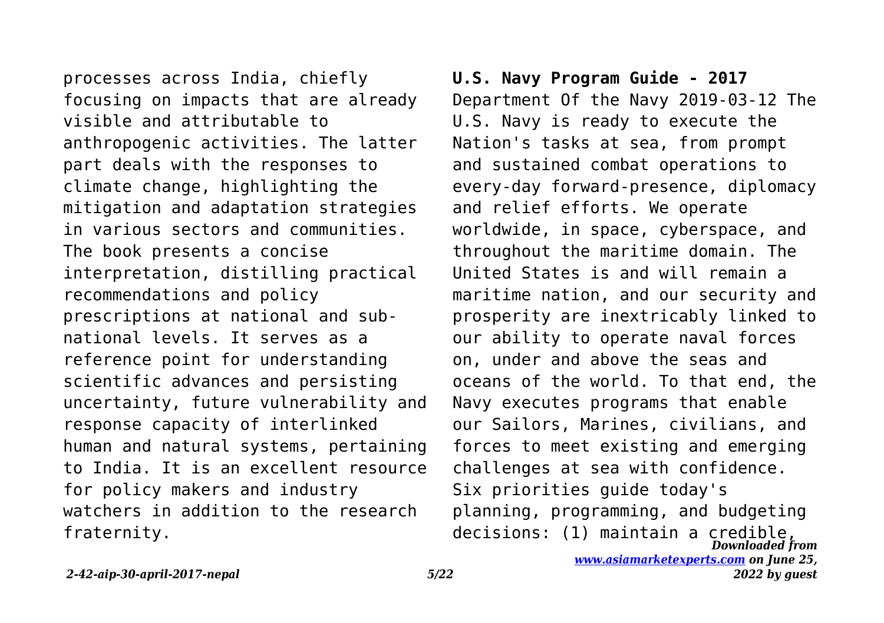processes across India, chiefly focusing on impacts that are already visible and attributable to anthropogenic activities. The latter part deals with the responses to climate change, highlighting the mitigation and adaptation strategies in various sectors and communities. The book presents a concise interpretation, distilling practical recommendations and policy prescriptions at national and sub-national levels. It serves as a reference point for understanding scientific advances and persisting uncertainty, future vulnerability and response capacity of interlinked human and natural systems, pertaining to India. It is an excellent resource for policy makers and industry watchers in addition to the research fraternity.

**U.S. Navy Program Guide - 2017**

Department Of the Navy 2019-03-12 The U.S. Navy is ready to execute the Nation's tasks at sea, from prompt and sustained combat operations to every-day forward-presence, diplomacy and relief efforts. We operate worldwide, in space, cyberspace, and throughout the maritime domain. The United States is and will remain a maritime nation, and our security and prosperity are inextricably linked to our ability to operate naval forces on, under and above the seas and oceans of the world. To that end, the Navy executes programs that enable our Sailors, Marines, civilians, and forces to meet existing and emerging challenges at sea with confidence. Six priorities guide today's planning, programming, and budgeting decisions: (1) maintain a credible,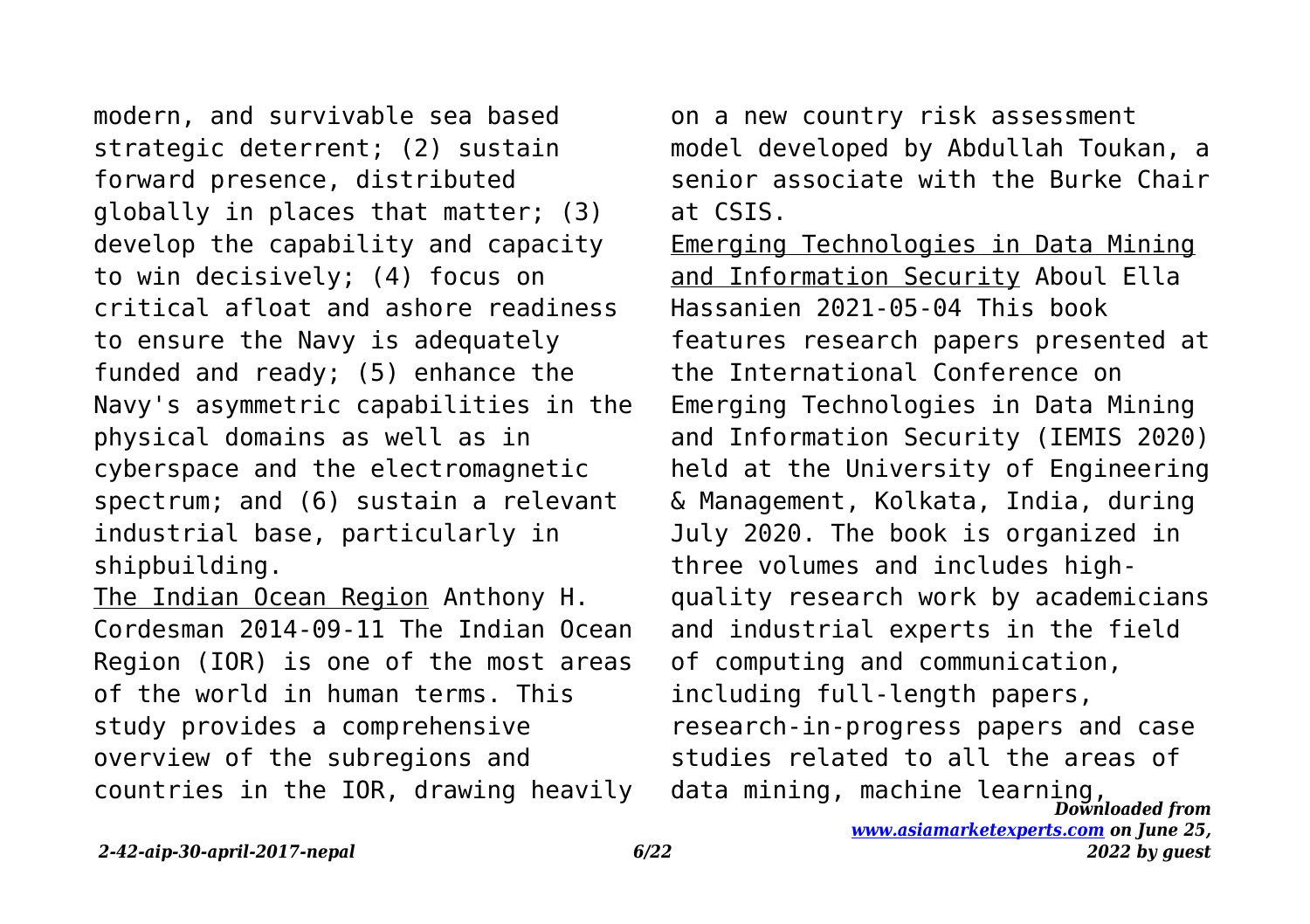modern, and survivable sea based strategic deterrent; (2) sustain forward presence, distributed globally in places that matter; (3) develop the capability and capacity to win decisively; (4) focus on critical afloat and ashore readiness to ensure the Navy is adequately funded and ready; (5) enhance the Navy's asymmetric capabilities in the physical domains as well as in cyberspace and the electromagnetic spectrum; and (6) sustain a relevant industrial base, particularly in shipbuilding.

The Indian Ocean Region Anthony H. Cordesman 2014-09-11 The Indian Ocean Region (IOR) is one of the most areas of the world in human terms. This study provides a comprehensive overview of the subregions and countries in the IOR, drawing heavily on a new country risk assessment model developed by Abdullah Toukan, a senior associate with the Burke Chair at CSIS.

Emerging Technologies in Data Mining and Information Security Aboul Ella Hassanien 2021-05-04 This book features research papers presented at the International Conference on Emerging Technologies in Data Mining and Information Security (IEMIS 2020) held at the University of Engineering & Management, Kolkata, India, during July 2020. The book is organized in three volumes and includes high-quality research work by academicians and industrial experts in the field of computing and communication, including full-length papers, research-in-progress papers and case studies related to all the areas of data mining, machine learning,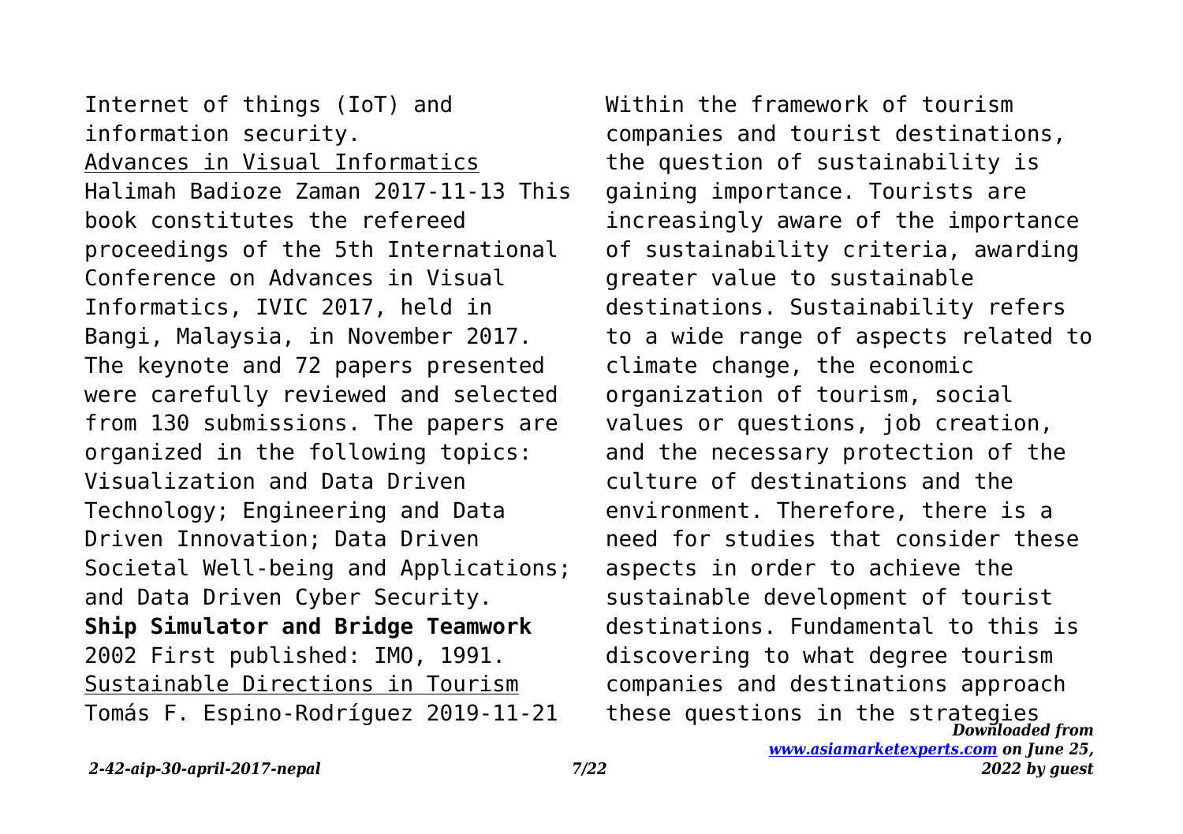Internet of things (IoT) and information security.

Advances in Visual Informatics

Halimah Badioze Zaman 2017-11-13 This book constitutes the refereed proceedings of the 5th International Conference on Advances in Visual Informatics, IVIC 2017, held in Bangi, Malaysia, in November 2017. The keynote and 72 papers presented were carefully reviewed and selected from 130 submissions. The papers are organized in the following topics: Visualization and Data Driven Technology; Engineering and Data Driven Innovation; Data Driven Societal Well-being and Applications; and Data Driven Cyber Security.

**Ship Simulator and Bridge Teamwork**

2002 First published: IMO, 1991.

Sustainable Directions in Tourism

Tomás F. Espino-Rodríguez 2019-11-21 Within the framework of tourism companies and tourist destinations, the question of sustainability is gaining importance. Tourists are increasingly aware of the importance of sustainability criteria, awarding greater value to sustainable destinations. Sustainability refers to a wide range of aspects related to climate change, the economic organization of tourism, social values or questions, job creation, and the necessary protection of the culture of destinations and the environment. Therefore, there is a need for studies that consider these aspects in order to achieve the sustainable development of tourist destinations. Fundamental to this is discovering to what degree tourism companies and destinations approach these questions in the strategies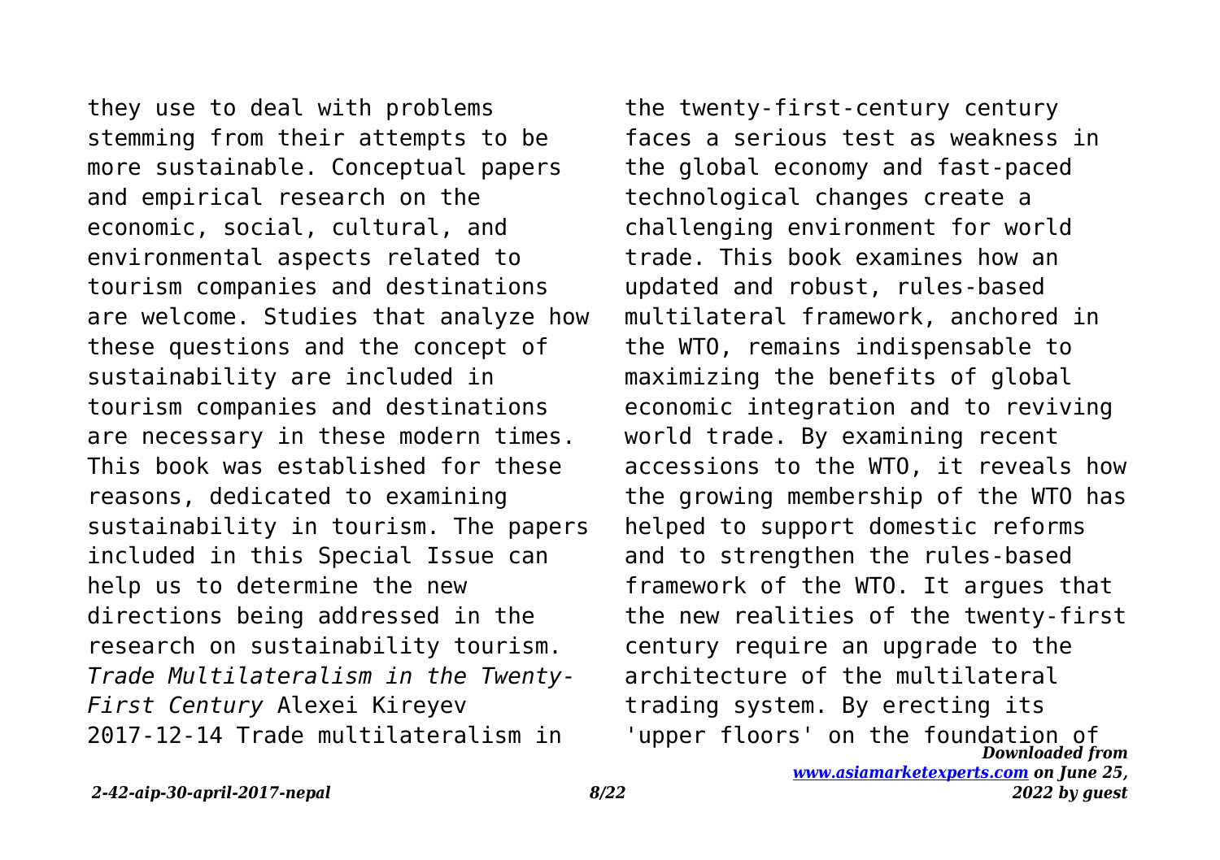they use to deal with problems stemming from their attempts to be more sustainable. Conceptual papers and empirical research on the economic, social, cultural, and environmental aspects related to tourism companies and destinations are welcome. Studies that analyze how these questions and the concept of sustainability are included in tourism companies and destinations are necessary in these modern times. This book was established for these reasons, dedicated to examining sustainability in tourism. The papers included in this Special Issue can help us to determine the new directions being addressed in the research on sustainability tourism.

*Trade Multilateralism in the Twenty-First Century* Alexei Kireyev 2017-12-14 Trade multilateralism in the twenty-first-century century faces a serious test as weakness in the global economy and fast-paced technological changes create a challenging environment for world trade. This book examines how an updated and robust, rules-based multilateral framework, anchored in the WTO, remains indispensable to maximizing the benefits of global economic integration and to reviving world trade. By examining recent accessions to the WTO, it reveals how the growing membership of the WTO has helped to support domestic reforms and to strengthen the rules-based framework of the WTO. It argues that the new realities of the twenty-first century require an upgrade to the architecture of the multilateral trading system. By erecting its 'upper floors' on the foundation of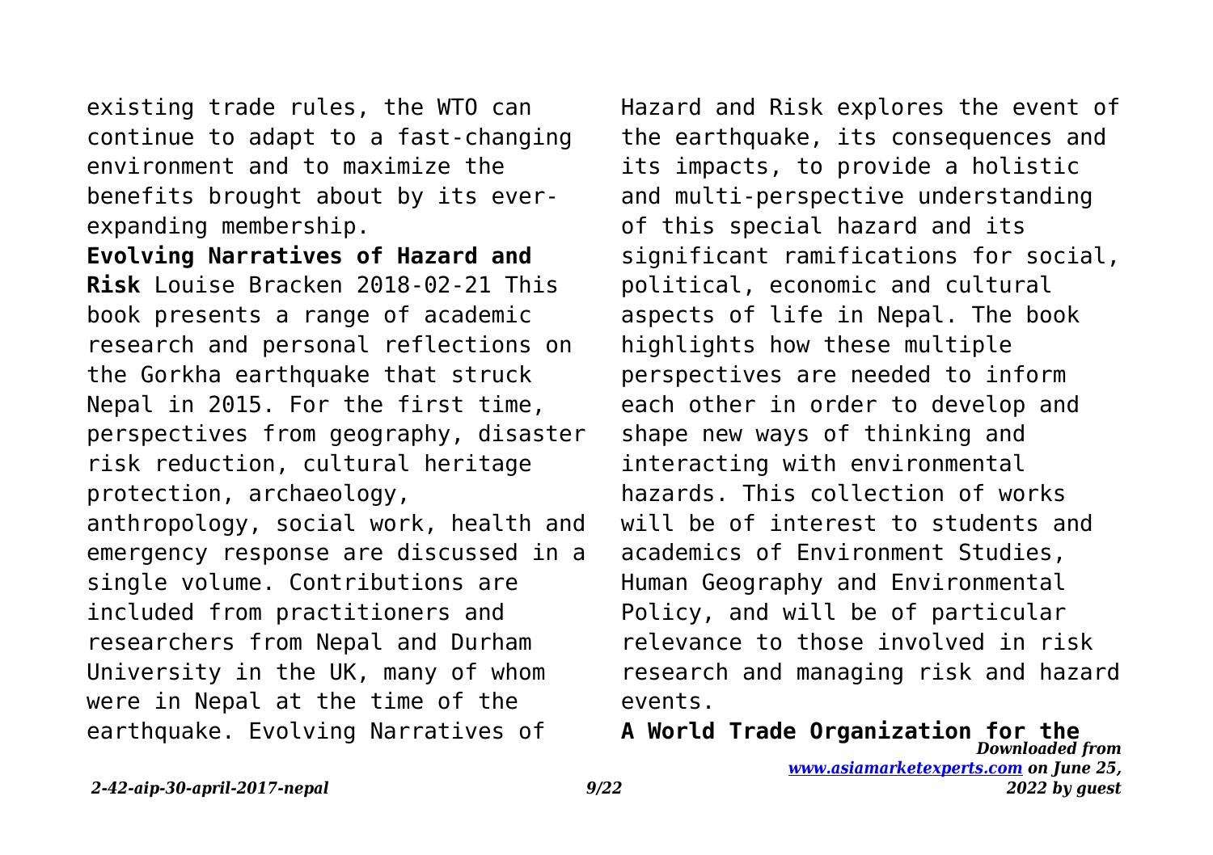existing trade rules, the WTO can continue to adapt to a fast-changing environment and to maximize the benefits brought about by its ever-expanding membership.

**Evolving Narratives of Hazard and Risk** Louise Bracken 2018-02-21 This book presents a range of academic research and personal reflections on the Gorkha earthquake that struck Nepal in 2015. For the first time, perspectives from geography, disaster risk reduction, cultural heritage protection, archaeology, anthropology, social work, health and emergency response are discussed in a single volume. Contributions are included from practitioners and researchers from Nepal and Durham University in the UK, many of whom were in Nepal at the time of the earthquake. Evolving Narratives of Hazard and Risk explores the event of the earthquake, its consequences and its impacts, to provide a holistic and multi-perspective understanding of this special hazard and its significant ramifications for social, political, economic and cultural aspects of life in Nepal. The book highlights how these multiple perspectives are needed to inform each other in order to develop and shape new ways of thinking and interacting with environmental hazards. This collection of works will be of interest to students and academics of Environment Studies, Human Geography and Environmental Policy, and will be of particular relevance to those involved in risk research and managing risk and hazard events.

**A World Trade Organization for the**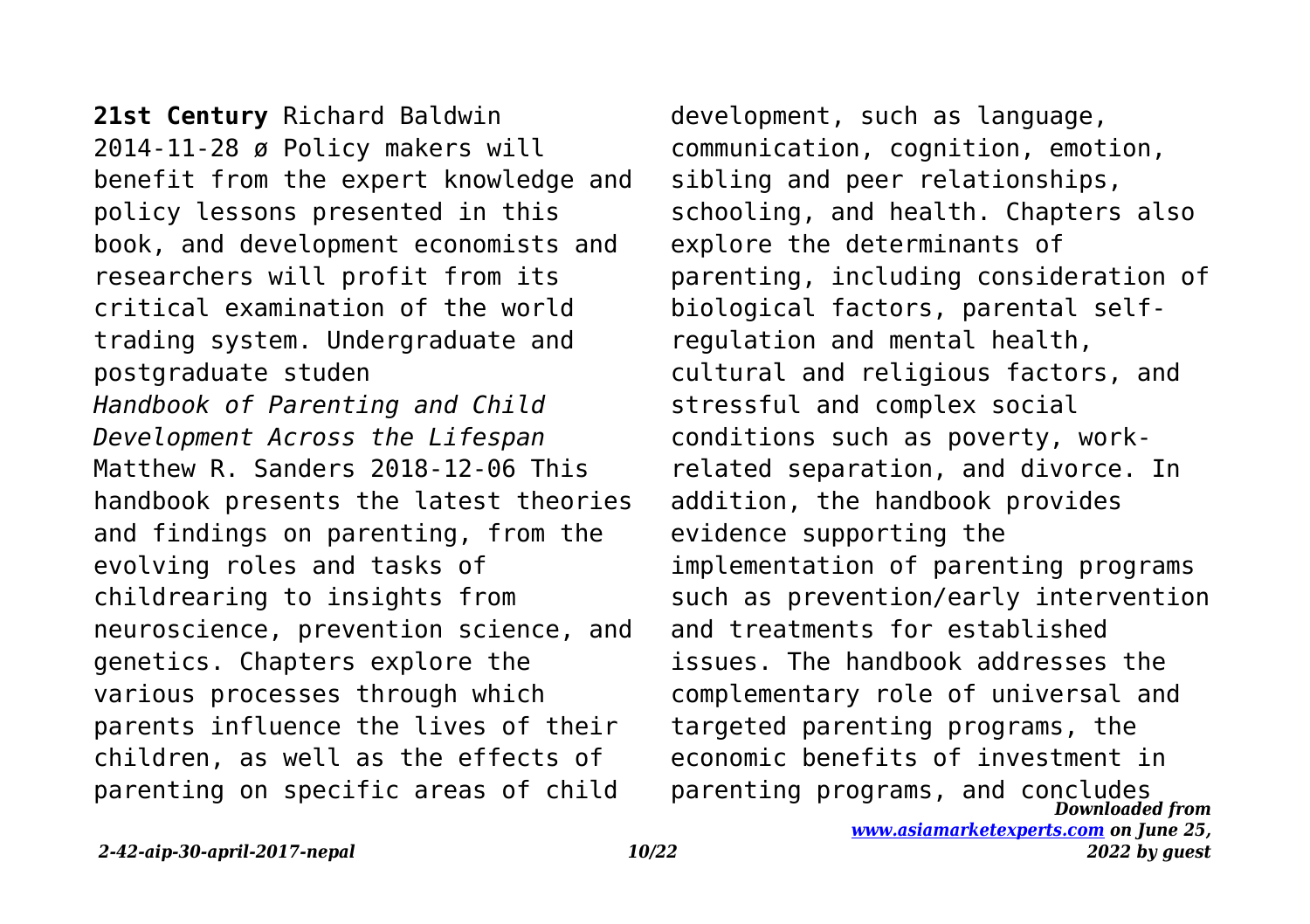**21st Century** Richard Baldwin 2014-11-28 ø Policy makers will benefit from the expert knowledge and policy lessons presented in this book, and development economists and researchers will profit from its critical examination of the world trading system. Undergraduate and postgraduate studen

*Handbook of Parenting and Child Development Across the Lifespan* Matthew R. Sanders 2018-12-06 This handbook presents the latest theories and findings on parenting, from the evolving roles and tasks of childrearing to insights from neuroscience, prevention science, and genetics. Chapters explore the various processes through which parents influence the lives of their children, as well as the effects of parenting on specific areas of child development, such as language, communication, cognition, emotion, sibling and peer relationships, schooling, and health. Chapters also explore the determinants of parenting, including consideration of biological factors, parental self-regulation and mental health, cultural and religious factors, and stressful and complex social conditions such as poverty, work-related separation, and divorce. In addition, the handbook provides evidence supporting the implementation of parenting programs such as prevention/early intervention and treatments for established issues. The handbook addresses the complementary role of universal and targeted parenting programs, the economic benefits of investment in parenting programs, and concludes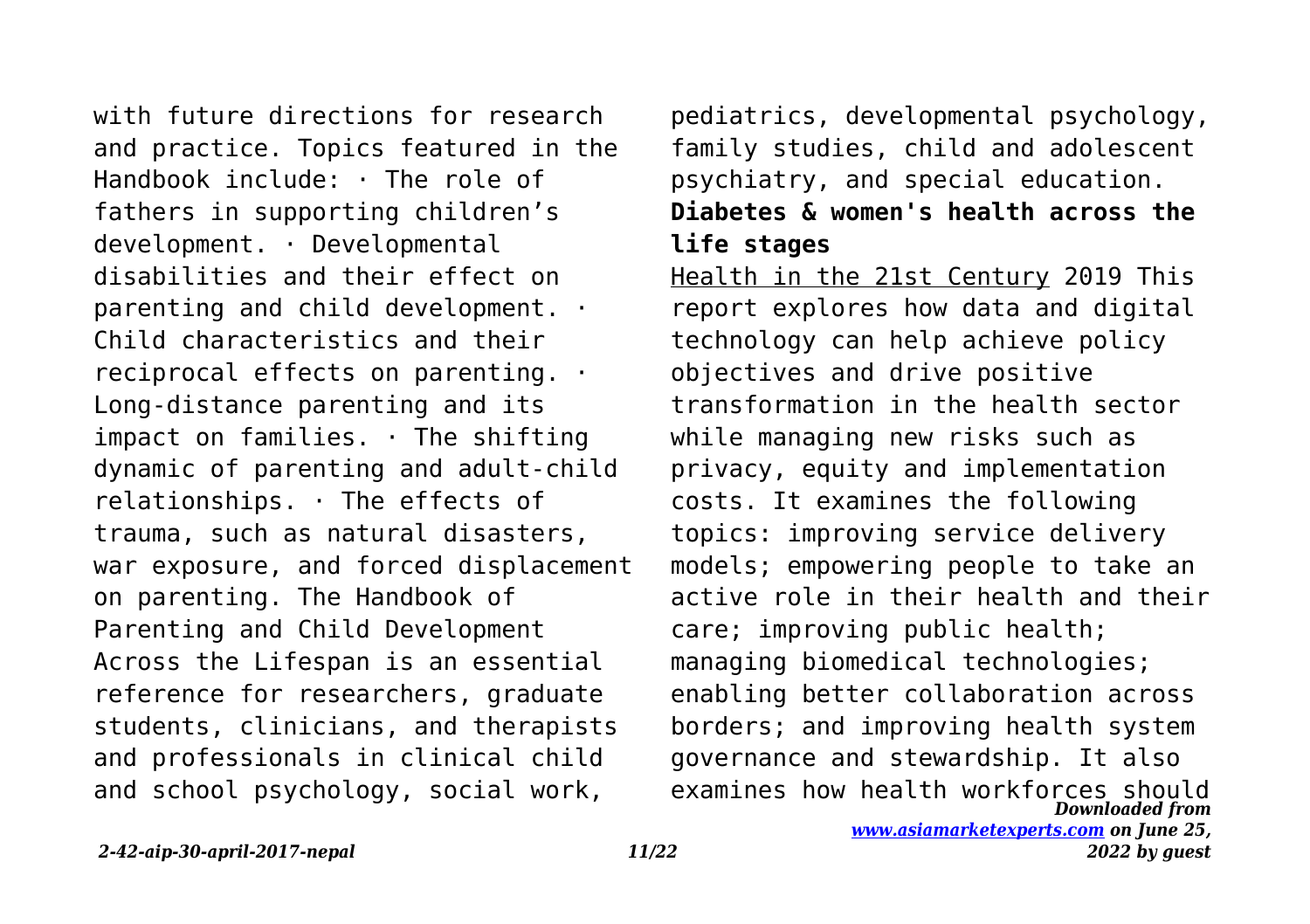with future directions for research and practice. Topics featured in the Handbook include: · The role of fathers in supporting children's development. · Developmental disabilities and their effect on parenting and child development. · Child characteristics and their reciprocal effects on parenting. · Long-distance parenting and its impact on families. · The shifting dynamic of parenting and adult-child relationships. · The effects of trauma, such as natural disasters, war exposure, and forced displacement on parenting. The Handbook of Parenting and Child Development Across the Lifespan is an essential reference for researchers, graduate students, clinicians, and therapists and professionals in clinical child and school psychology, social work, pediatrics, developmental psychology, family studies, child and adolescent psychiatry, and special education.

**Diabetes & women's health across the life stages**

Health in the 21st Century 2019 This report explores how data and digital technology can help achieve policy objectives and drive positive transformation in the health sector while managing new risks such as privacy, equity and implementation costs. It examines the following topics: improving service delivery models; empowering people to take an active role in their health and their care; improving public health; managing biomedical technologies; enabling better collaboration across borders; and improving health system governance and stewardship. It also examines how health workforces should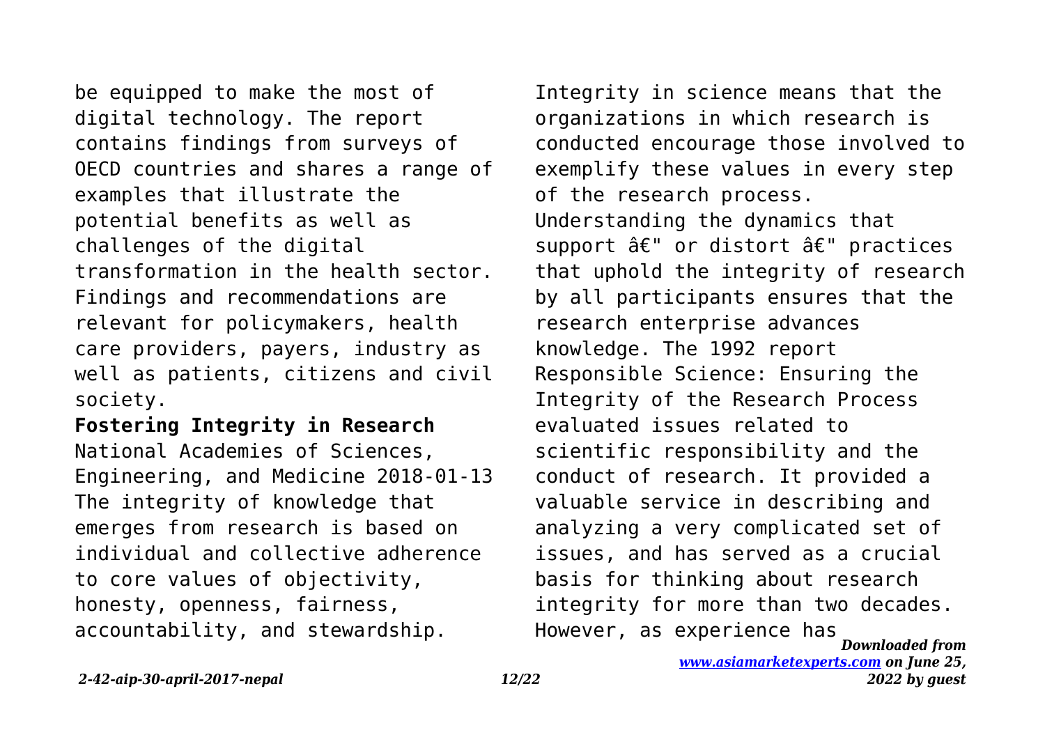be equipped to make the most of digital technology. The report contains findings from surveys of OECD countries and shares a range of examples that illustrate the potential benefits as well as challenges of the digital transformation in the health sector. Findings and recommendations are relevant for policymakers, health care providers, payers, industry as well as patients, citizens and civil society.

**Fostering Integrity in Research**

National Academies of Sciences, Engineering, and Medicine 2018-01-13 The integrity of knowledge that emerges from research is based on individual and collective adherence to core values of objectivity, honesty, openness, fairness, accountability, and stewardship. Integrity in science means that the organizations in which research is conducted encourage those involved to exemplify these values in every step of the research process. Understanding the dynamics that support â€" or distort â€" practices that uphold the integrity of research by all participants ensures that the research enterprise advances knowledge. The 1992 report Responsible Science: Ensuring the Integrity of the Research Process evaluated issues related to scientific responsibility and the conduct of research. It provided a valuable service in describing and analyzing a very complicated set of issues, and has served as a crucial basis for thinking about research integrity for more than two decades. However, as experience has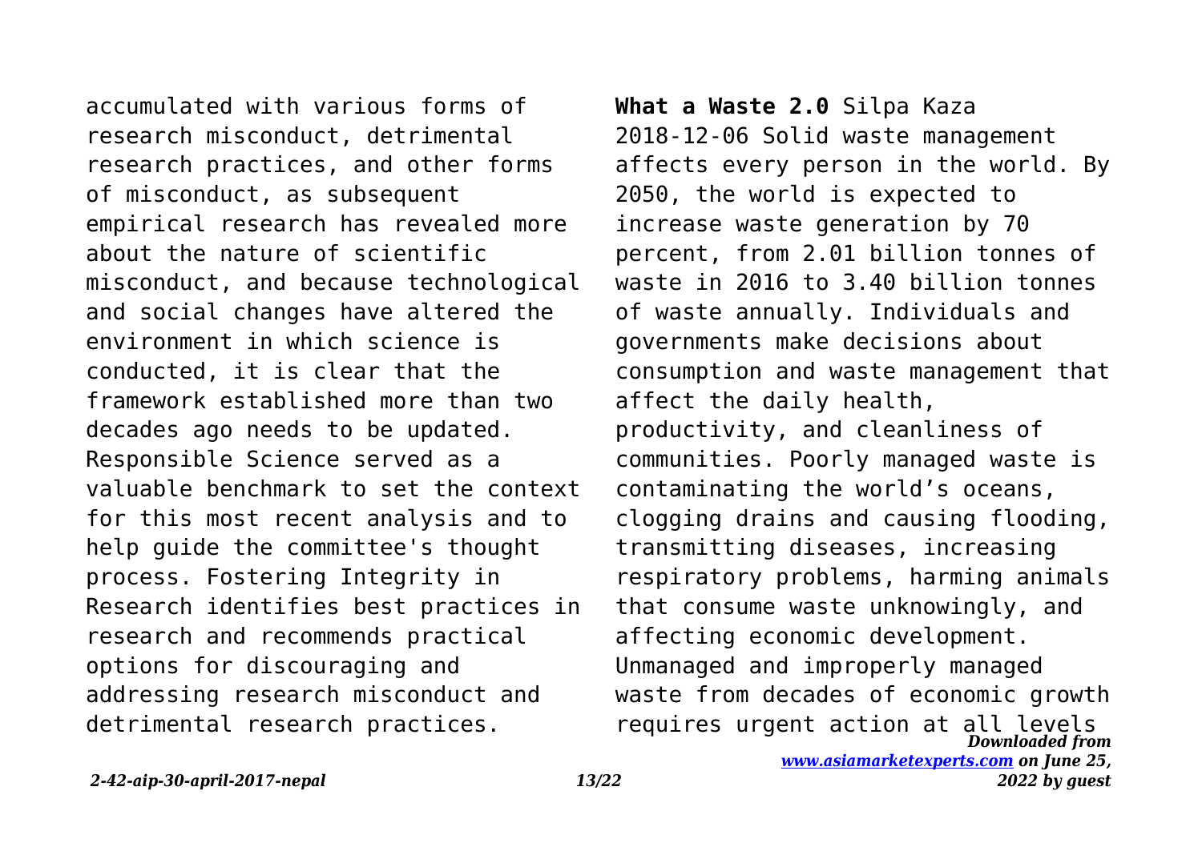accumulated with various forms of research misconduct, detrimental research practices, and other forms of misconduct, as subsequent empirical research has revealed more about the nature of scientific misconduct, and because technological and social changes have altered the environment in which science is conducted, it is clear that the framework established more than two decades ago needs to be updated. Responsible Science served as a valuable benchmark to set the context for this most recent analysis and to help guide the committee's thought process. Fostering Integrity in Research identifies best practices in research and recommends practical options for discouraging and addressing research misconduct and detrimental research practices.

**What a Waste 2.0** Silpa Kaza 2018-12-06 Solid waste management affects every person in the world. By 2050, the world is expected to increase waste generation by 70 percent, from 2.01 billion tonnes of waste in 2016 to 3.40 billion tonnes of waste annually. Individuals and governments make decisions about consumption and waste management that affect the daily health, productivity, and cleanliness of communities. Poorly managed waste is contaminating the world's oceans, clogging drains and causing flooding, transmitting diseases, increasing respiratory problems, harming animals that consume waste unknowingly, and affecting economic development. Unmanaged and improperly managed waste from decades of economic growth requires urgent action at all levels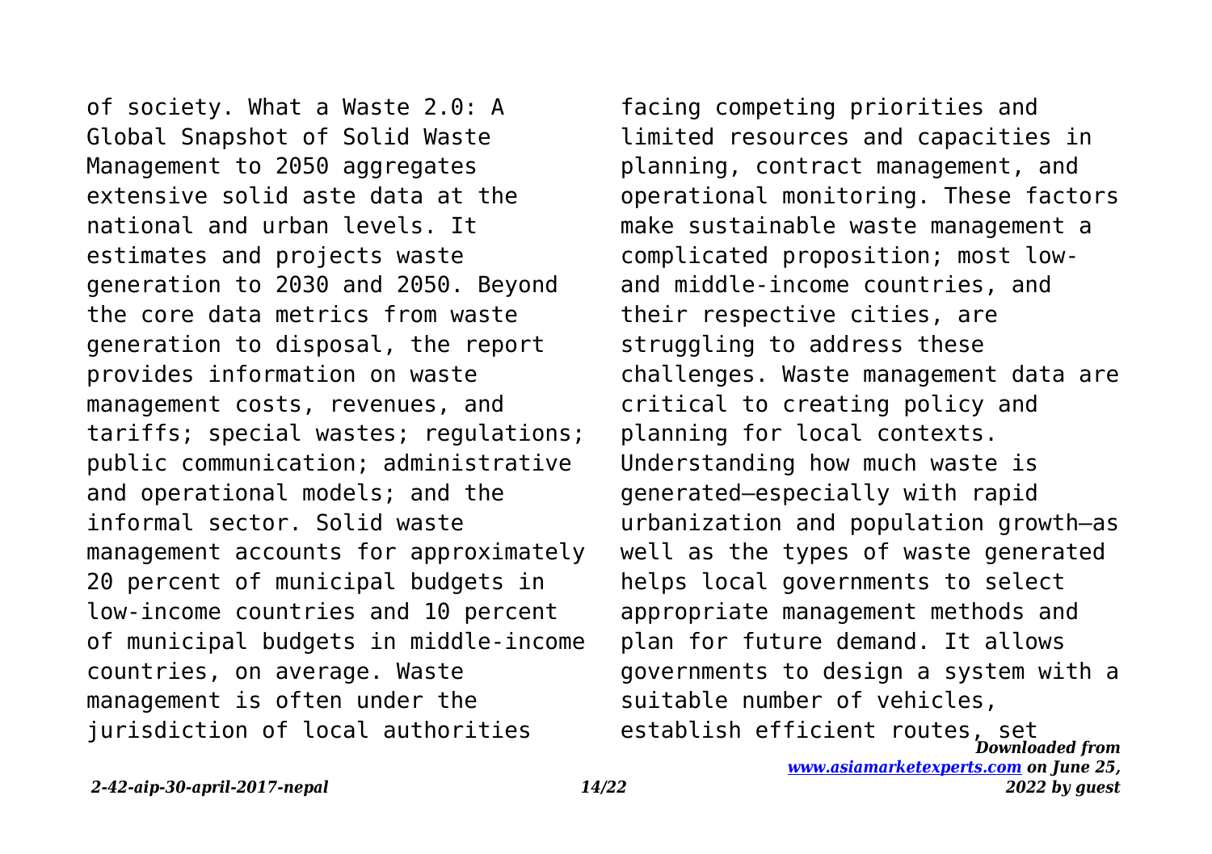of society. What a Waste 2.0: A Global Snapshot of Solid Waste Management to 2050 aggregates extensive solid aste data at the national and urban levels. It estimates and projects waste generation to 2030 and 2050. Beyond the core data metrics from waste generation to disposal, the report provides information on waste management costs, revenues, and tariffs; special wastes; regulations; public communication; administrative and operational models; and the informal sector. Solid waste management accounts for approximately 20 percent of municipal budgets in low-income countries and 10 percent of municipal budgets in middle-income countries, on average. Waste management is often under the jurisdiction of local authorities facing competing priorities and limited resources and capacities in planning, contract management, and operational monitoring. These factors make sustainable waste management a complicated proposition; most low- and middle-income countries, and their respective cities, are struggling to address these challenges. Waste management data are critical to creating policy and planning for local contexts. Understanding how much waste is generated—especially with rapid urbanization and population growth—as well as the types of waste generated helps local governments to select appropriate management methods and plan for future demand. It allows governments to design a system with a suitable number of vehicles, establish efficient routes, set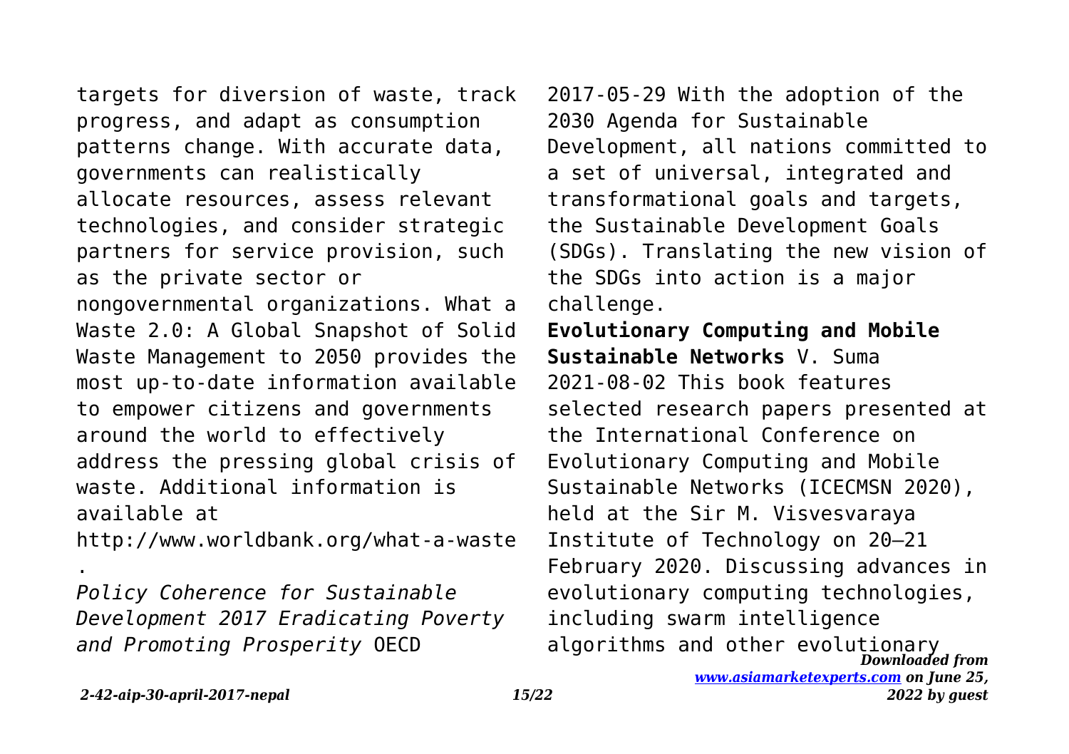targets for diversion of waste, track progress, and adapt as consumption patterns change. With accurate data, governments can realistically allocate resources, assess relevant technologies, and consider strategic partners for service provision, such as the private sector or nongovernmental organizations. What a Waste 2.0: A Global Snapshot of Solid Waste Management to 2050 provides the most up-to-date information available to empower citizens and governments around the world to effectively address the pressing global crisis of waste. Additional information is available at http://www.worldbank.org/what-a-waste.

*Policy Coherence for Sustainable Development 2017 Eradicating Poverty and Promoting Prosperity* OECD 2017-05-29 With the adoption of the 2030 Agenda for Sustainable Development, all nations committed to a set of universal, integrated and transformational goals and targets, the Sustainable Development Goals (SDGs). Translating the new vision of the SDGs into action is a major challenge.

**Evolutionary Computing and Mobile Sustainable Networks** V. Suma 2021-08-02 This book features selected research papers presented at the International Conference on Evolutionary Computing and Mobile Sustainable Networks (ICECMSN 2020), held at the Sir M. Visvesvaraya Institute of Technology on 20–21 February 2020. Discussing advances in evolutionary computing technologies, including swarm intelligence algorithms and other evolutionary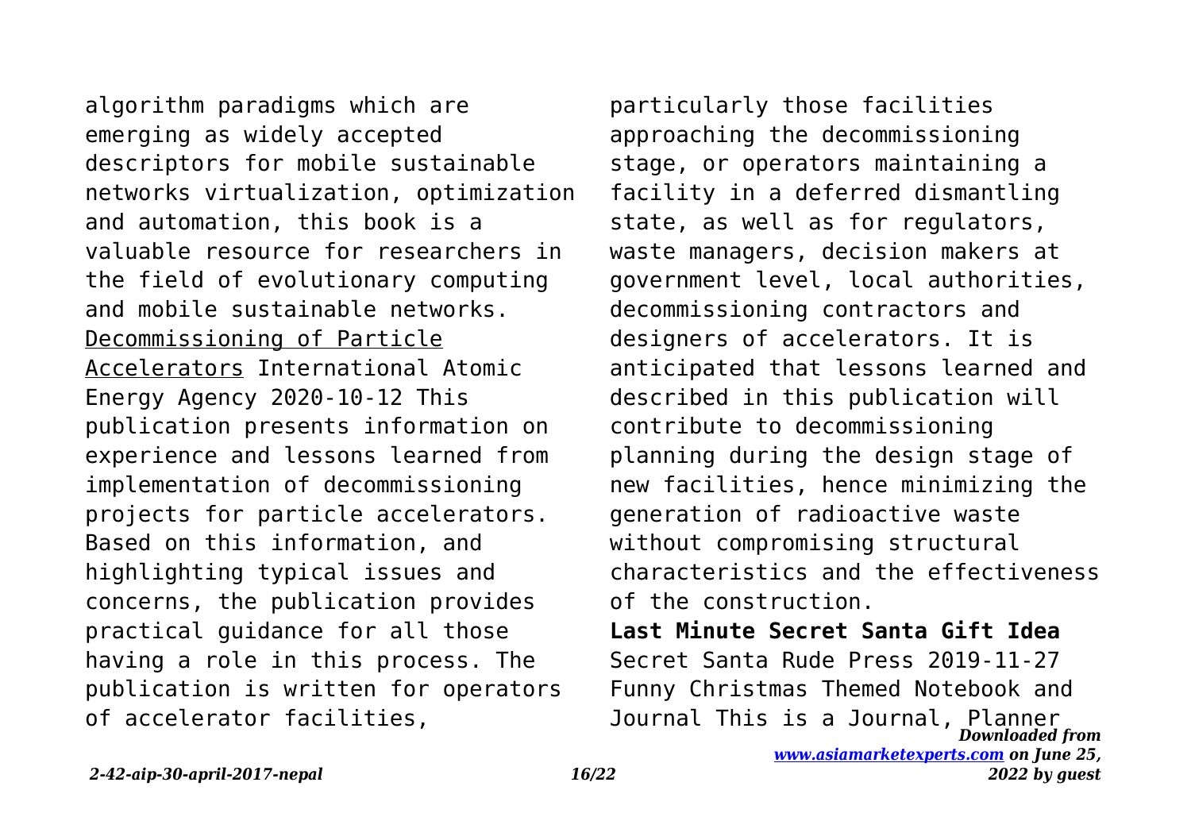algorithm paradigms which are emerging as widely accepted descriptors for mobile sustainable networks virtualization, optimization and automation, this book is a valuable resource for researchers in the field of evolutionary computing and mobile sustainable networks.

Decommissioning of Particle Accelerators International Atomic Energy Agency 2020-10-12 This publication presents information on experience and lessons learned from implementation of decommissioning projects for particle accelerators. Based on this information, and highlighting typical issues and concerns, the publication provides practical guidance for all those having a role in this process. The publication is written for operators of accelerator facilities, particularly those facilities approaching the decommissioning stage, or operators maintaining a facility in a deferred dismantling state, as well as for regulators, waste managers, decision makers at government level, local authorities, decommissioning contractors and designers of accelerators. It is anticipated that lessons learned and described in this publication will contribute to decommissioning planning during the design stage of new facilities, hence minimizing the generation of radioactive waste without compromising structural characteristics and the effectiveness of the construction.

**Last Minute Secret Santa Gift Idea** Secret Santa Rude Press 2019-11-27 Funny Christmas Themed Notebook and Journal This is a Journal, Planner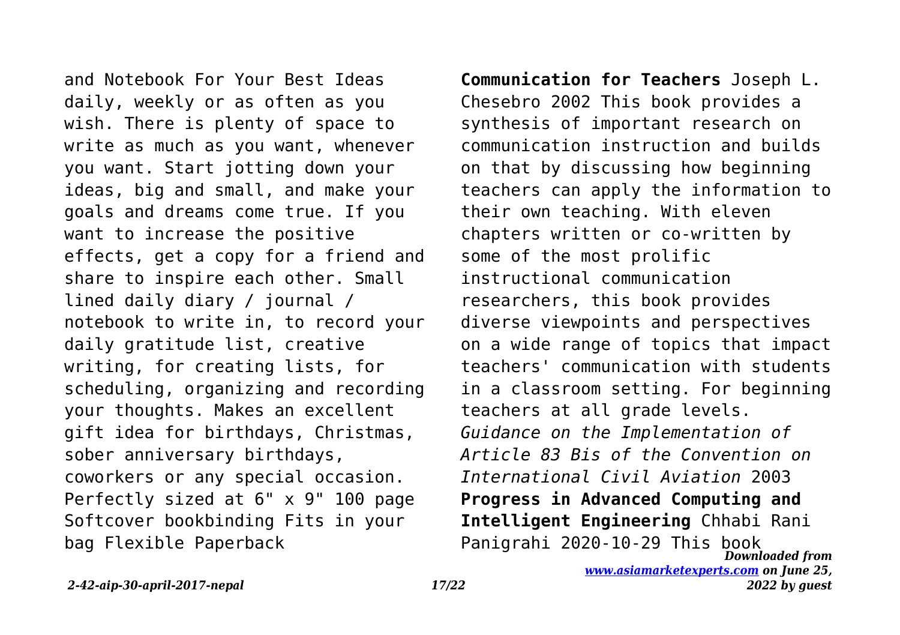and Notebook For Your Best Ideas daily, weekly or as often as you wish. There is plenty of space to write as much as you want, whenever you want. Start jotting down your ideas, big and small, and make your goals and dreams come true. If you want to increase the positive effects, get a copy for a friend and share to inspire each other. Small lined daily diary / journal / notebook to write in, to record your daily gratitude list, creative writing, for creating lists, for scheduling, organizing and recording your thoughts. Makes an excellent gift idea for birthdays, Christmas, sober anniversary birthdays, coworkers or any special occasion. Perfectly sized at 6" x 9" 100 page Softcover bookbinding Fits in your bag Flexible Paperback

**Communication for Teachers** Joseph L. Chesebro 2002 This book provides a synthesis of important research on communication instruction and builds on that by discussing how beginning teachers can apply the information to their own teaching. With eleven chapters written or co-written by some of the most prolific instructional communication researchers, this book provides diverse viewpoints and perspectives on a wide range of topics that impact teachers' communication with students in a classroom setting. For beginning teachers at all grade levels.

*Guidance on the Implementation of Article 83 Bis of the Convention on International Civil Aviation* 2003

**Progress in Advanced Computing and Intelligent Engineering** Chhabi Rani Panigrahi 2020-10-29 This book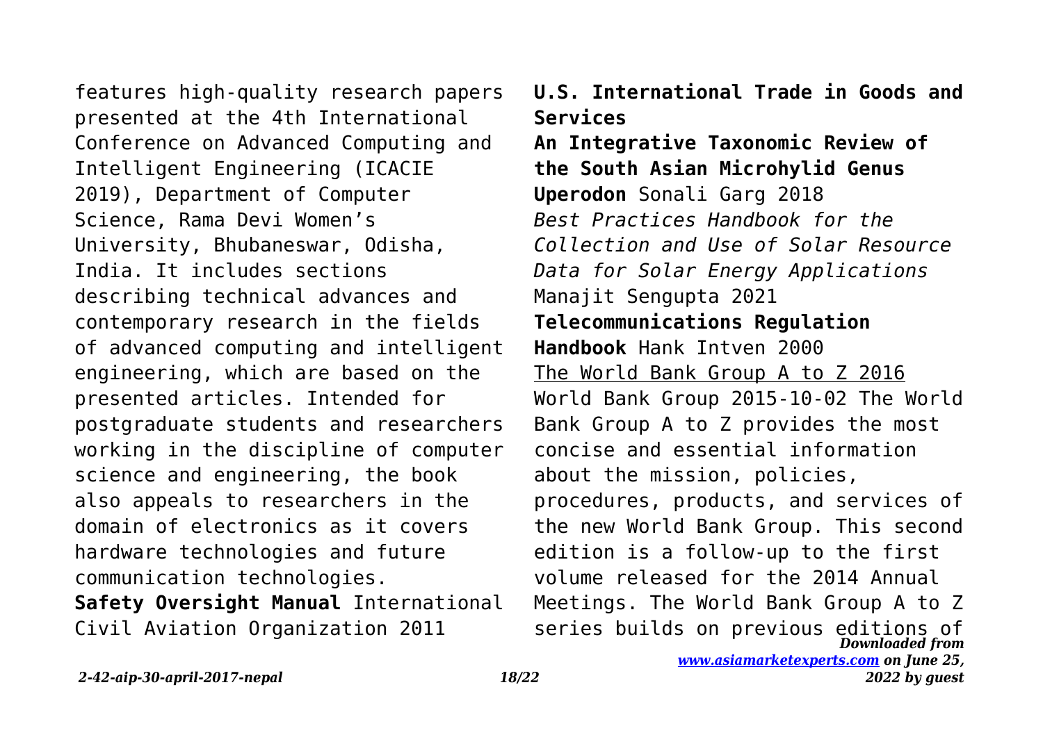features high-quality research papers presented at the 4th International Conference on Advanced Computing and Intelligent Engineering (ICACIE 2019), Department of Computer Science, Rama Devi Women's University, Bhubaneswar, Odisha, India. It includes sections describing technical advances and contemporary research in the fields of advanced computing and intelligent engineering, which are based on the presented articles. Intended for postgraduate students and researchers working in the discipline of computer science and engineering, the book also appeals to researchers in the domain of electronics as it covers hardware technologies and future communication technologies.

**Safety Oversight Manual** International Civil Aviation Organization 2011

**U.S. International Trade in Goods and Services**

**An Integrative Taxonomic Review of the South Asian Microhylid Genus Uperodon** Sonali Garg 2018

*Best Practices Handbook for the Collection and Use of Solar Resource Data for Solar Energy Applications* Manajit Sengupta 2021

**Telecommunications Regulation Handbook** Hank Intven 2000

The World Bank Group A to Z 2016 World Bank Group 2015-10-02 The World Bank Group A to Z provides the most concise and essential information about the mission, policies, procedures, products, and services of the new World Bank Group. This second edition is a follow-up to the first volume released for the 2014 Annual Meetings. The World Bank Group A to Z series builds on previous editions of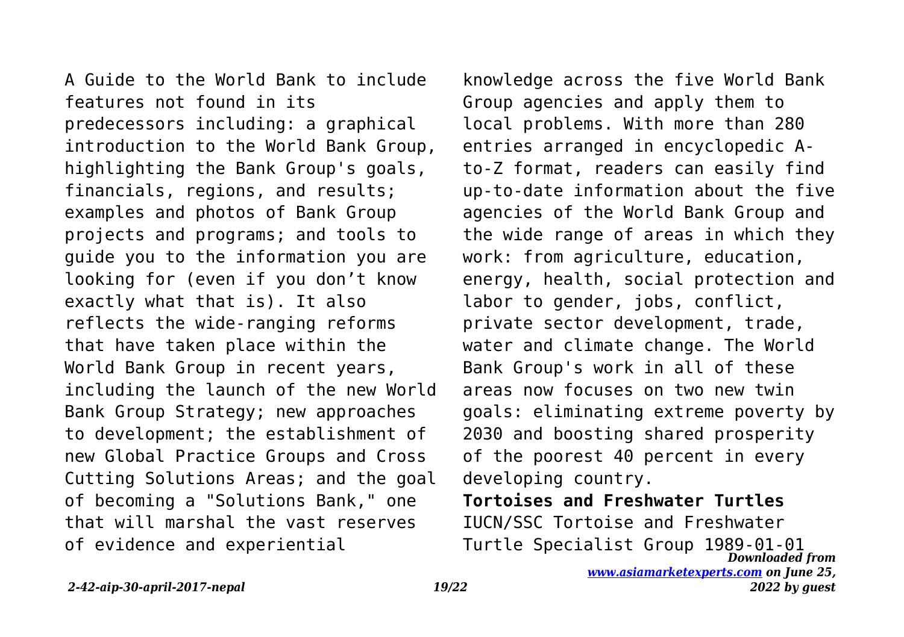A Guide to the World Bank to include features not found in its predecessors including: a graphical introduction to the World Bank Group, highlighting the Bank Group's goals, financials, regions, and results; examples and photos of Bank Group projects and programs; and tools to guide you to the information you are looking for (even if you don't know exactly what that is). It also reflects the wide-ranging reforms that have taken place within the World Bank Group in recent years, including the launch of the new World Bank Group Strategy; new approaches to development; the establishment of new Global Practice Groups and Cross Cutting Solutions Areas; and the goal of becoming a "Solutions Bank," one that will marshal the vast reserves of evidence and experiential knowledge across the five World Bank Group agencies and apply them to local problems. With more than 280 entries arranged in encyclopedic A-to-Z format, readers can easily find up-to-date information about the five agencies of the World Bank Group and the wide range of areas in which they work: from agriculture, education, energy, health, social protection and labor to gender, jobs, conflict, private sector development, trade, water and climate change. The World Bank Group's work in all of these areas now focuses on two new twin goals: eliminating extreme poverty by 2030 and boosting shared prosperity of the poorest 40 percent in every developing country.

**Tortoises and Freshwater Turtles**

IUCN/SSC Tortoise and Freshwater Turtle Specialist Group 1989-01-01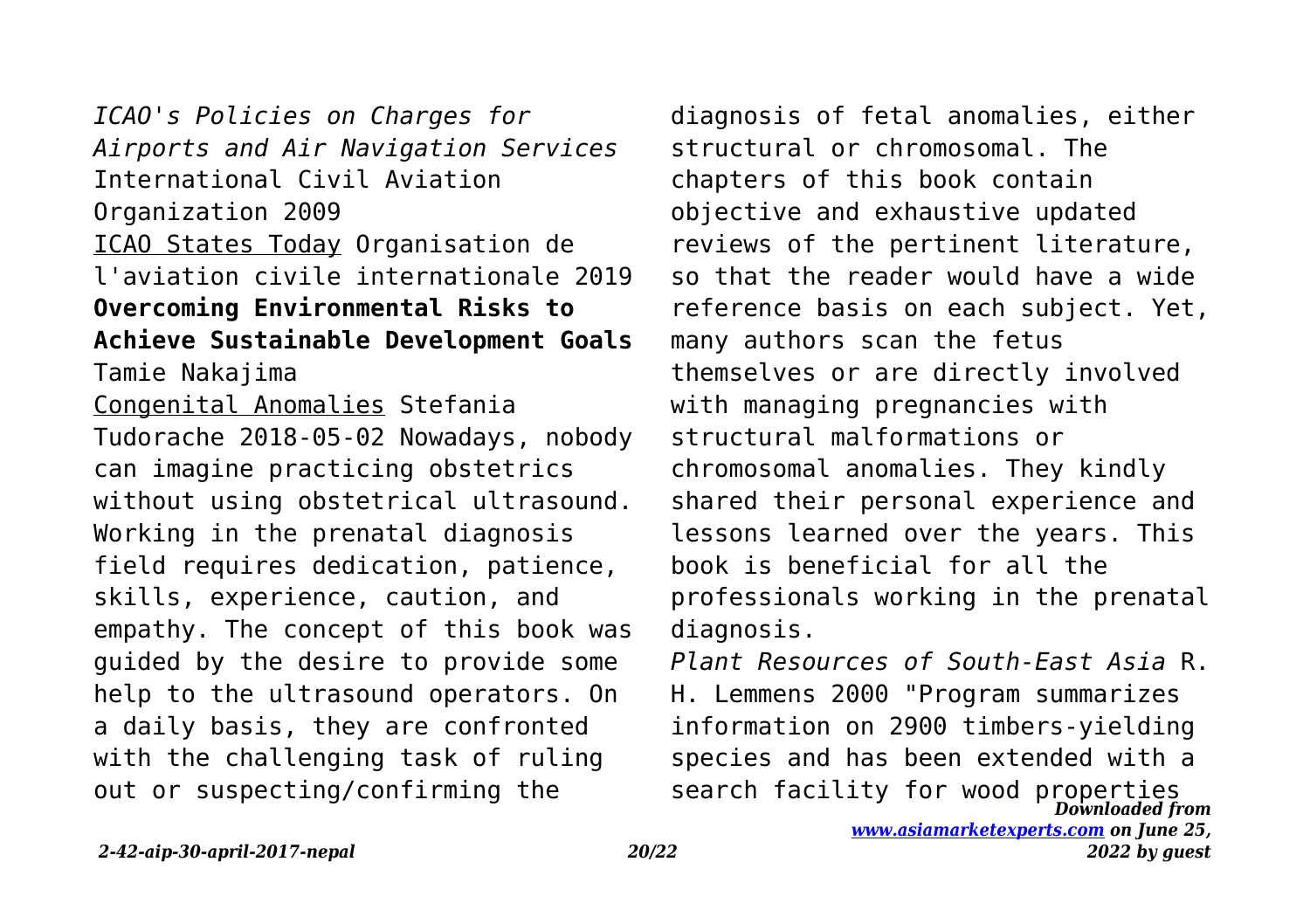*ICAO's Policies on Charges for Airports and Air Navigation Services* International Civil Aviation Organization 2009

ICAO States Today Organisation de l'aviation civile internationale 2019

**Overcoming Environmental Risks to Achieve Sustainable Development Goals** Tamie Nakajima

Congenital Anomalies Stefania Tudorache 2018-05-02 Nowadays, nobody can imagine practicing obstetrics without using obstetrical ultrasound. Working in the prenatal diagnosis field requires dedication, patience, skills, experience, caution, and empathy. The concept of this book was guided by the desire to provide some help to the ultrasound operators. On a daily basis, they are confronted with the challenging task of ruling out or suspecting/confirming the diagnosis of fetal anomalies, either structural or chromosomal. The chapters of this book contain objective and exhaustive updated reviews of the pertinent literature, so that the reader would have a wide reference basis on each subject. Yet, many authors scan the fetus themselves or are directly involved with managing pregnancies with structural malformations or chromosomal anomalies. They kindly shared their personal experience and lessons learned over the years. This book is beneficial for all the professionals working in the prenatal diagnosis.

*Plant Resources of South-East Asia* R. H. Lemmens 2000 "Program summarizes information on 2900 timbers-yielding species and has been extended with a search facility for wood properties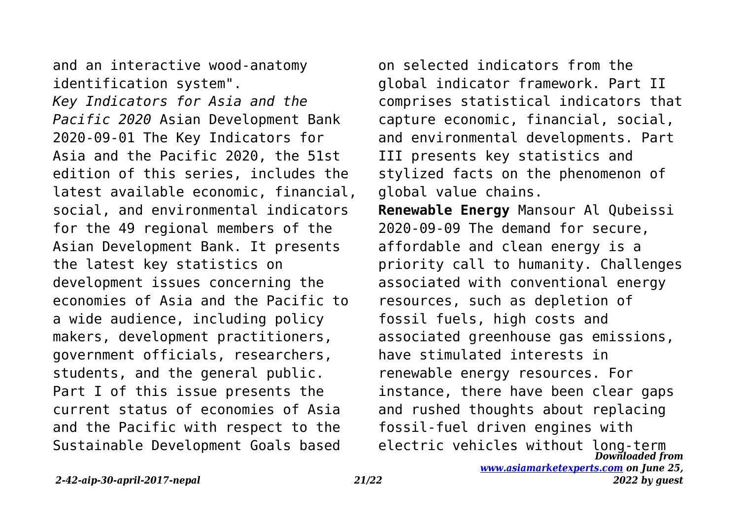and an interactive wood-anatomy identification system".

*Key Indicators for Asia and the Pacific 2020* Asian Development Bank 2020-09-01 The Key Indicators for Asia and the Pacific 2020, the 51st edition of this series, includes the latest available economic, financial, social, and environmental indicators for the 49 regional members of the Asian Development Bank. It presents the latest key statistics on development issues concerning the economies of Asia and the Pacific to a wide audience, including policy makers, development practitioners, government officials, researchers, students, and the general public. Part I of this issue presents the current status of economies of Asia and the Pacific with respect to the Sustainable Development Goals based on selected indicators from the global indicator framework. Part II comprises statistical indicators that capture economic, financial, social, and environmental developments. Part III presents key statistics and stylized facts on the phenomenon of global value chains.

**Renewable Energy** Mansour Al Qubeissi 2020-09-09 The demand for secure, affordable and clean energy is a priority call to humanity. Challenges associated with conventional energy resources, such as depletion of fossil fuels, high costs and associated greenhouse gas emissions, have stimulated interests in renewable energy resources. For instance, there have been clear gaps and rushed thoughts about replacing fossil-fuel driven engines with electric vehicles without long-term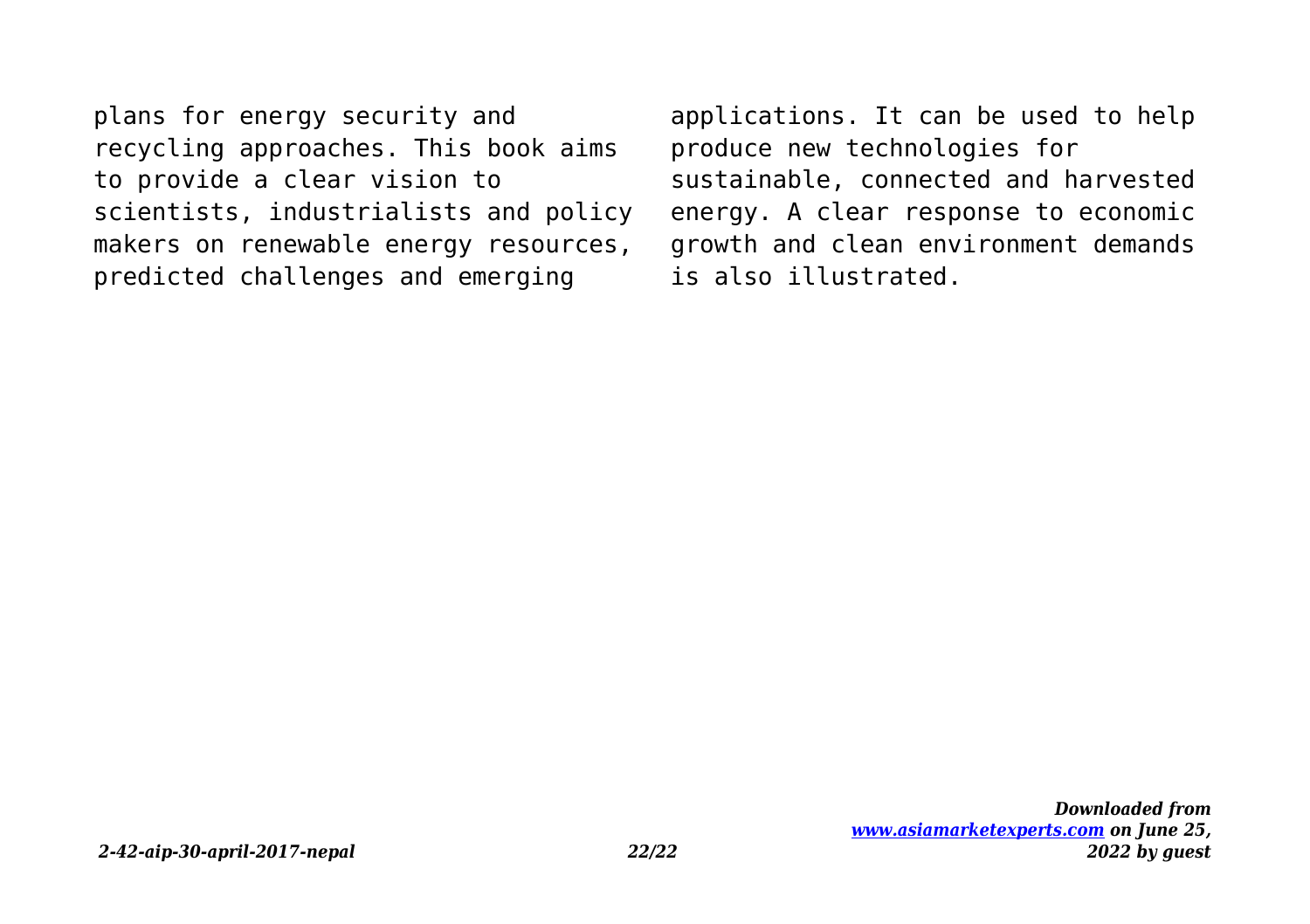plans for energy security and recycling approaches. This book aims to provide a clear vision to scientists, industrialists and policy makers on renewable energy resources, predicted challenges and emerging applications. It can be used to help produce new technologies for sustainable, connected and harvested energy. A clear response to economic growth and clean environment demands is also illustrated.